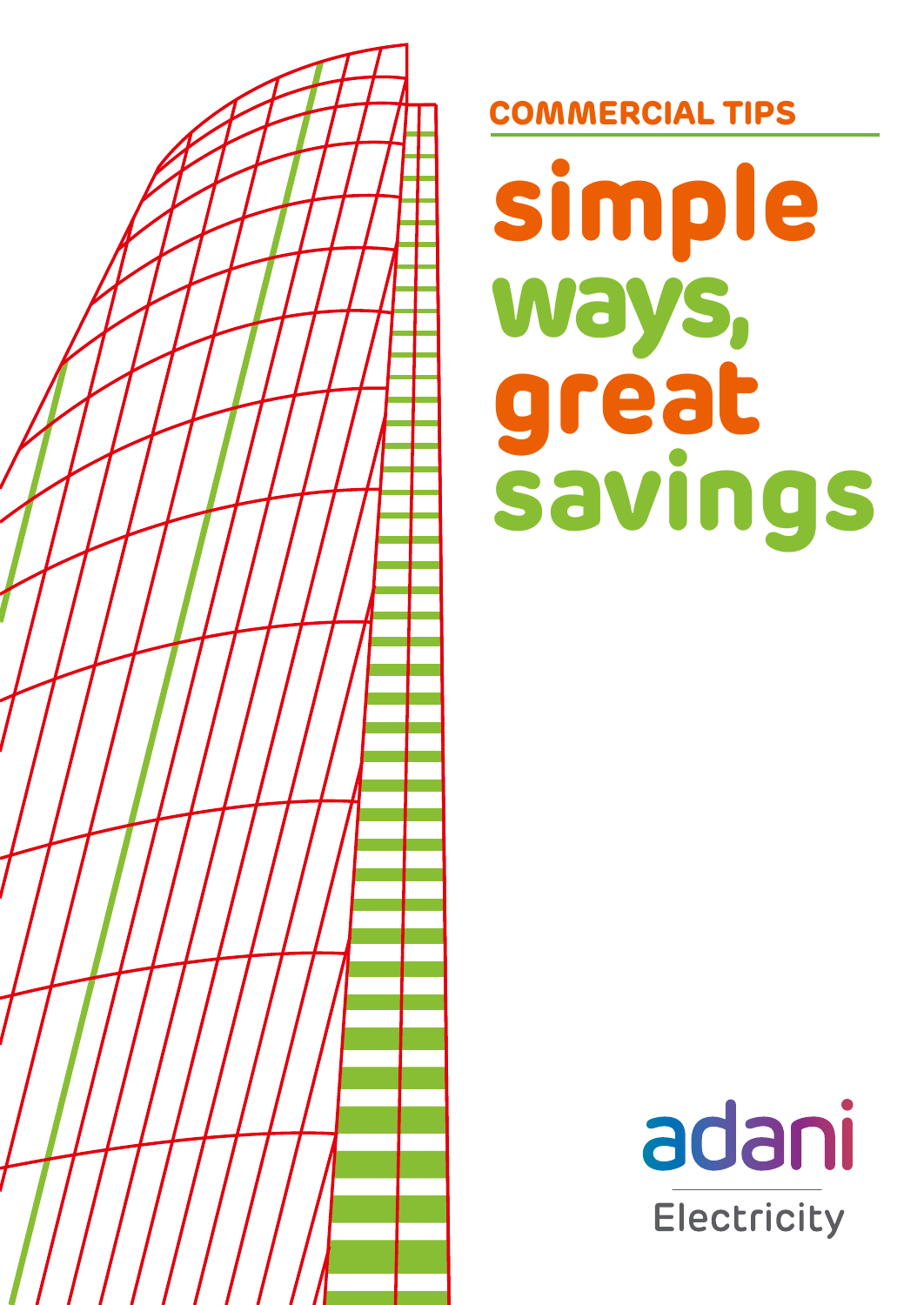COMMERCIAL TIPS

# simple ways, great savings

adani

Electricity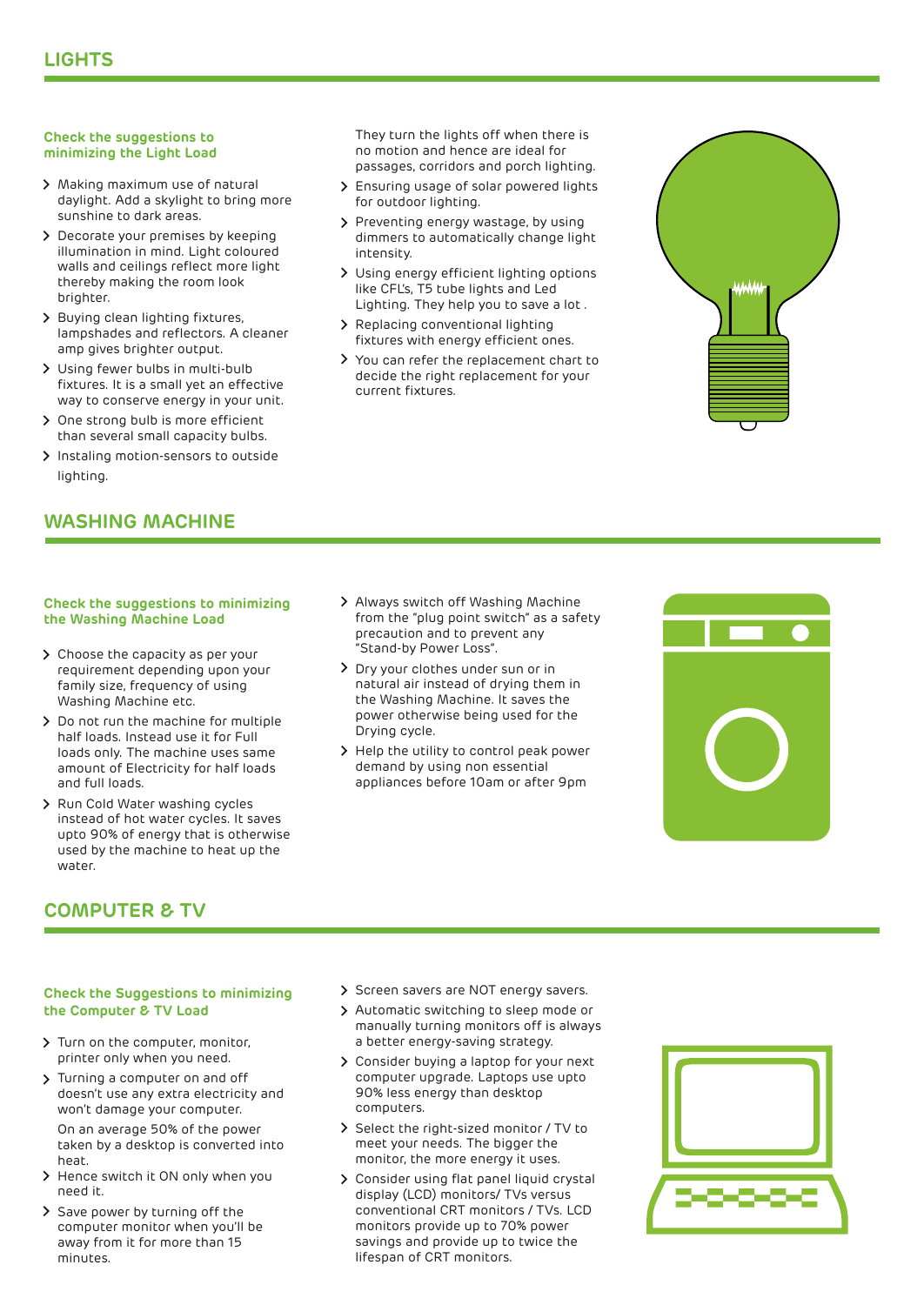## LIGHTS

**Check the suggestions to minimizing the Light Load**

- Making maximum use of natural daylight. Add a skylight to bring more sunshine to dark areas.
- Decorate your premises by keeping illumination in mind. Light coloured walls and ceilings reflect more light thereby making the room look brighter.
- Buying clean lighting fixtures, lampshades and reflectors. A cleaner amp gives brighter output.
- Using fewer bulbs in multi-bulb fixtures. It is a small yet an effective way to conserve energy in your unit.
- One strong bulb is more efficient than several small capacity bulbs.
- Instaling motion-sensors to outside lighting.

  They turn the lights off when there is no motion and hence are ideal for passages, corridors and porch lighting.
- Ensuring usage of solar powered lights for outdoor lighting.
- Preventing energy wastage, by using dimmers to automatically change light intensity.
- Using energy efficient lighting options like CFL's, T5 tube lights and Led Lighting. They help you to save a lot .
- Replacing conventional lighting fixtures with energy efficient ones.
- You can refer the replacement chart to decide the right replacement for your current fixtures.

## WASHING MACHINE

**Check the suggestions to minimizing the Washing Machine Load**

- Choose the capacity as per your requirement depending upon your family size, frequency of using Washing Machine etc.
- Do not run the machine for multiple half loads. Instead use it for Full loads only. The machine uses same amount of Electricity for half loads and full loads.
- Run Cold Water washing cycles instead of hot water cycles. It saves upto 90% of energy that is otherwise used by the machine to heat up the water.
- Always switch off Washing Machine from the "plug point switch" as a safety precaution and to prevent any "Stand-by Power Loss".
- Dry your clothes under sun or in natural air instead of drying them in the Washing Machine. It saves the power otherwise being used for the Drying cycle.
- Help the utility to control peak power demand by using non essential appliances before 10am or after 9pm

## COMPUTER & TV

**Check the Suggestions to minimizing the Computer & TV Load**

- Turn on the computer, monitor, printer only when you need.
- Turning a computer on and off doesn't use any extra electricity and won't damage your computer.

  On an average 50% of the power taken by a desktop is converted into heat.
- Hence switch it ON only when you need it.
- Save power by turning off the computer monitor when you'll be away from it for more than 15 minutes.
- Screen savers are NOT energy savers.
- Automatic switching to sleep mode or manually turning monitors off is always a better energy-saving strategy.
- Consider buying a laptop for your next computer upgrade. Laptops use upto 90% less energy than desktop computers.
- Select the right-sized monitor / TV to meet your needs. The bigger the monitor, the more energy it uses.
- Consider using flat panel liquid crystal display (LCD) monitors/ TVs versus conventional CRT monitors / TVs. LCD monitors provide up to 70% power savings and provide up to twice the lifespan of CRT monitors.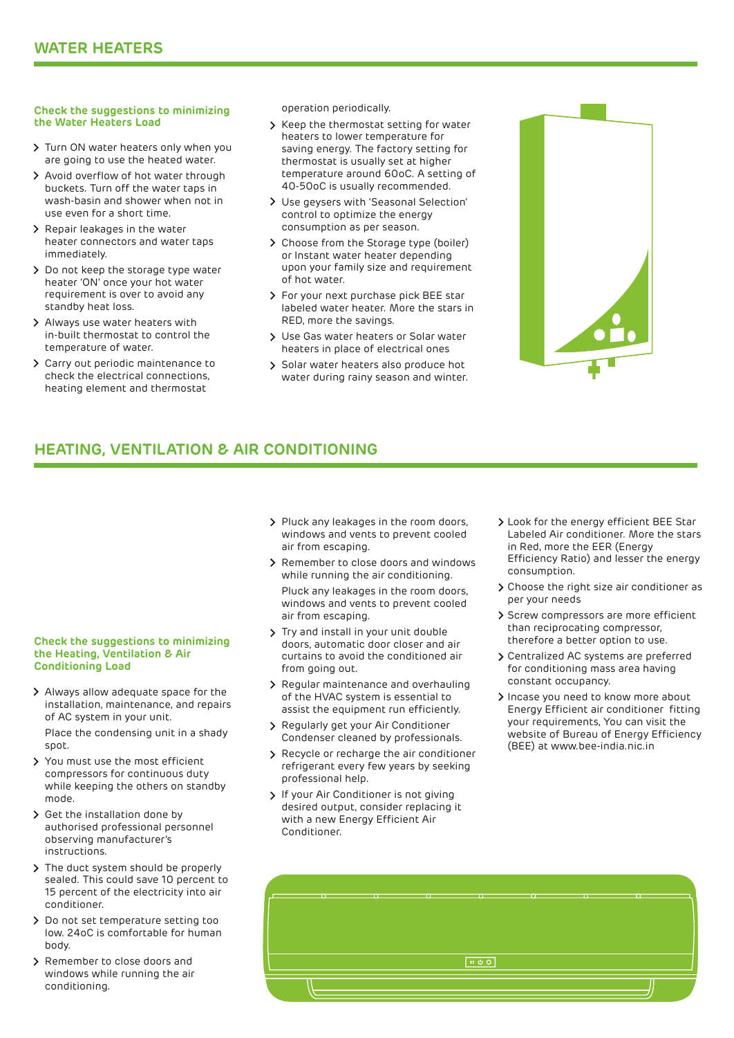## WATER HEATERS

**Check the suggestions to minimizing the Water Heaters Load**

- Turn ON water heaters only when you are going to use the heated water.
- Avoid overflow of hot water through buckets. Turn off the water taps in wash-basin and shower when not in use even for a short time.
- Repair leakages in the water heater connectors and water taps immediately.
- Do not keep the storage type water heater 'ON' once your hot water requirement is over to avoid any standby heat loss.
- Always use water heaters with in-built thermostat to control the temperature of water.
- Carry out periodic maintenance to check the electrical connections, heating element and thermostat operation periodically.
- Keep the thermostat setting for water heaters to lower temperature for saving energy. The factory setting for thermostat is usually set at higher temperature around 60oC. A setting of 40-50oC is usually recommended.
- Use geysers with 'Seasonal Selection' control to optimize the energy consumption as per season.
- Choose from the Storage type (boiler) or Instant water heater depending upon your family size and requirement of hot water.
- For your next purchase pick BEE star labeled water heater. More the stars in RED, more the savings.
- Use Gas water heaters or Solar water heaters in place of electrical ones
- Solar water heaters also produce hot water during rainy season and winter.

## HEATING, VENTILATION & AIR CONDITIONING

**Check the suggestions to minimizing the Heating, Ventilation & Air Conditioning Load**

- Always allow adequate space for the installation, maintenance, and repairs of AC system in your unit.

  Place the condensing unit in a shady spot.
- You must use the most efficient compressors for continuous duty while keeping the others on standby mode.
- Get the installation done by authorised professional personnel observing manufacturer's instructions.
- The duct system should be properly sealed. This could save 10 percent to 15 percent of the electricity into air conditioner.
- Do not set temperature setting too low. 24oC is comfortable for human body.
- Remember to close doors and windows while running the air conditioning.
- Pluck any leakages in the room doors, windows and vents to prevent cooled air from escaping.
- Remember to close doors and windows while running the air conditioning.

  Pluck any leakages in the room doors, windows and vents to prevent cooled air from escaping.
- Try and install in your unit double doors, automatic door closer and air curtains to avoid the conditioned air from going out.
- Regular maintenance and overhauling of the HVAC system is essential to assist the equipment run efficiently.
- Regularly get your Air Conditioner Condenser cleaned by professionals.
- Recycle or recharge the air conditioner refrigerant every few years by seeking professional help.
- If your Air Conditioner is not giving desired output, consider replacing it with a new Energy Efficient Air Conditioner.
- Look for the energy efficient BEE Star Labeled Air conditioner. More the stars in Red, more the EER (Energy Efficiency Ratio) and lesser the energy consumption.
- Choose the right size air conditioner as per your needs
- Screw compressors are more efficient than reciprocating compressor, therefore a better option to use.
- Centralized AC systems are preferred for conditioning mass area having constant occupancy.
- Incase you need to know more about Energy Efficient air conditioner fitting your requirements, You can visit the website of Bureau of Energy Efficiency (BEE) at www.bee-india.nic.in